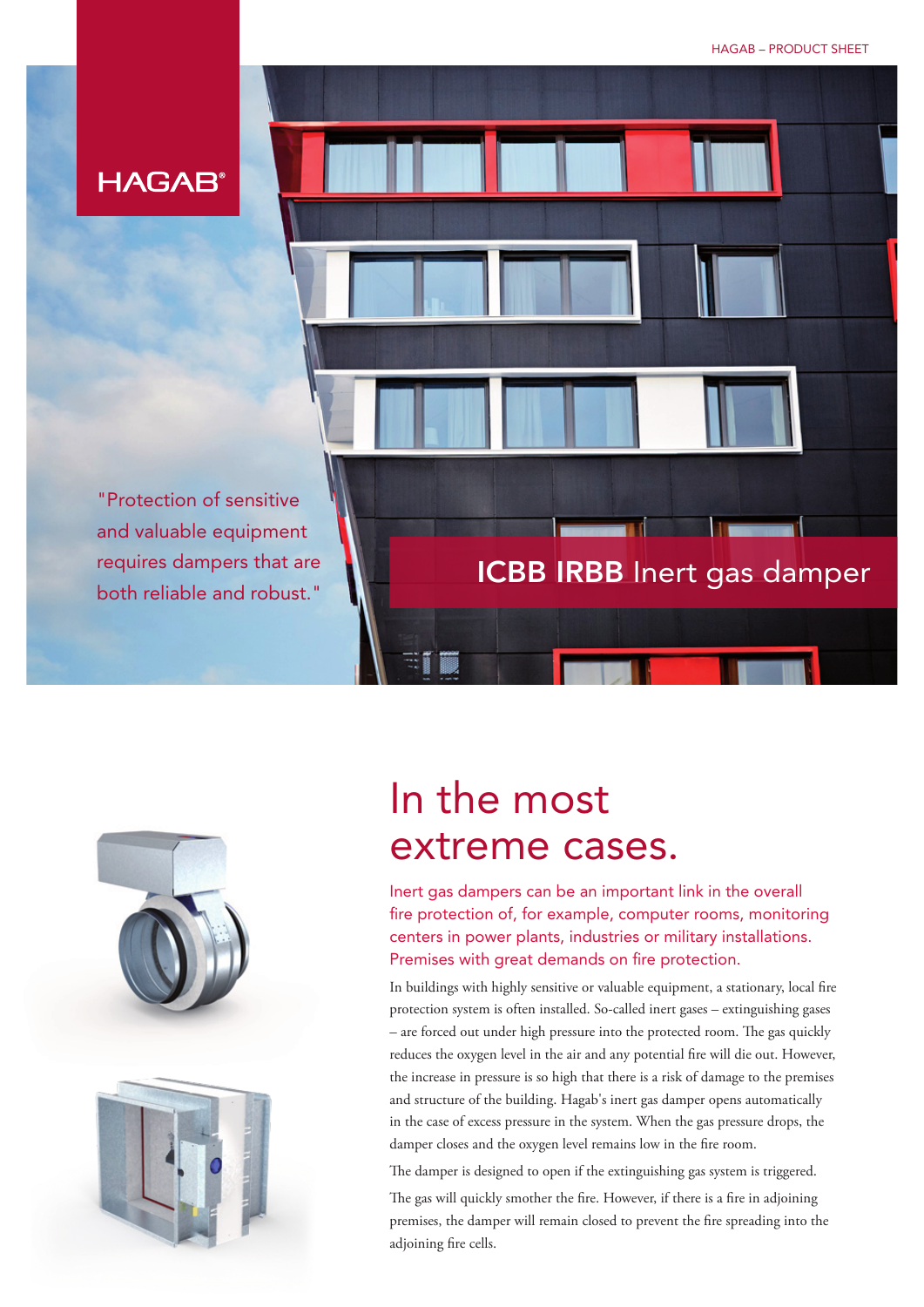HAGAB®

"Protection of sensitive and valuable equipment requires dampers that are both reliable and robust."

# ICBB IRBB Inert gas damper

## In the most extreme cases.

Inert gas dampers can be an important link in the overall fire protection of, for example, computer rooms, monitoring centers in power plants, industries or military installations. Premises with great demands on fire protection.

In buildings with highly sensitive or valuable equipment, a stationary, local fire protection system is often installed. So-called inert gases – extinguishing gases – are forced out under high pressure into the protected room. The gas quickly reduces the oxygen level in the air and any potential fire will die out. However, the increase in pressure is so high that there is a risk of damage to the premises and structure of the building. Hagab's inert gas damper opens automatically in the case of excess pressure in the system. When the gas pressure drops, the damper closes and the oxygen level remains low in the fire room.

The damper is designed to open if the extinguishing gas system is triggered.

The gas will quickly smother the fire. However, if there is a fire in adjoining premises, the damper will remain closed to prevent the fire spreading into the adjoining fire cells.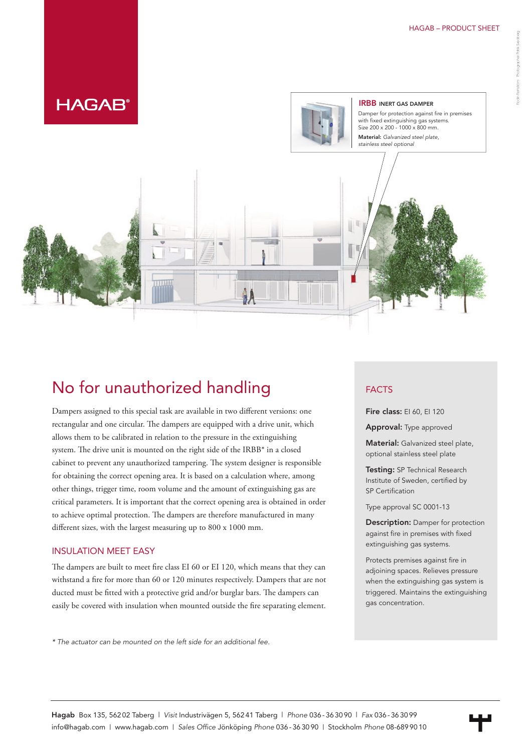HAGAB – PRODUCT SHEET

HAGAB®

**IRBB** INERT GAS DAMPER

Damper for protection against fire in premises with fixed extinguishing gas systems.
Size 200 x 200 - 1000 x 800 mm.

**Material:** *Galvanized steel plate, stainless steel optional*

# No for unauthorized handling

Dampers assigned to this special task are available in two different versions: one rectangular and one circular. The dampers are equipped with a drive unit, which allows them to be calibrated in relation to the pressure in the extinguishing system. The drive unit is mounted on the right side of the IRBB* in a closed cabinet to prevent any unauthorized tampering. The system designer is responsible for obtaining the correct opening area. It is based on a calculation where, among other things, trigger time, room volume and the amount of extinguishing gas are critical parameters. It is important that the correct opening area is obtained in order to achieve optimal protection. The dampers are therefore manufactured in many different sizes, with the largest measuring up to 800 x 1000 mm.

## INSULATION MEET EASY

The dampers are built to meet fire class EI 60 or EI 120, which means that they can withstand a fire for more than 60 or 120 minutes respectively. Dampers that are not ducted must be fitted with a protective grid and/or burglar bars. The dampers can easily be covered with insulation when mounted outside the fire separating element.

*\* The actuator can be mounted on the left side for an additional fee.*

## FACTS

**Fire class:** EI 60, EI 120

**Approval:** Type approved

**Material:** Galvanized steel plate, optional stainless steel plate

**Testing:** SP Technical Research Institute of Sweden, certified by SP Certification

Type approval SC 0001-13

**Description:** Damper for protection against fire in premises with fixed extinguishing gas systems.

Protects premises against fire in adjoining spaces. Relieves pressure when the extinguishing gas system is triggered. Maintains the extinguishing gas concentration.

**Hagab** Box 135, 562 02 Taberg | *Visit* Industrivägen 5, 562 41 Taberg | *Phone* 036 - 36 30 90 | *Fax* 036 - 36 30 99
info@hagab.com | www.hagab.com | *Sales Office* Jönköping *Phone* 036 - 36 30 90 | Stockholm *Phone* 08-689 90 10